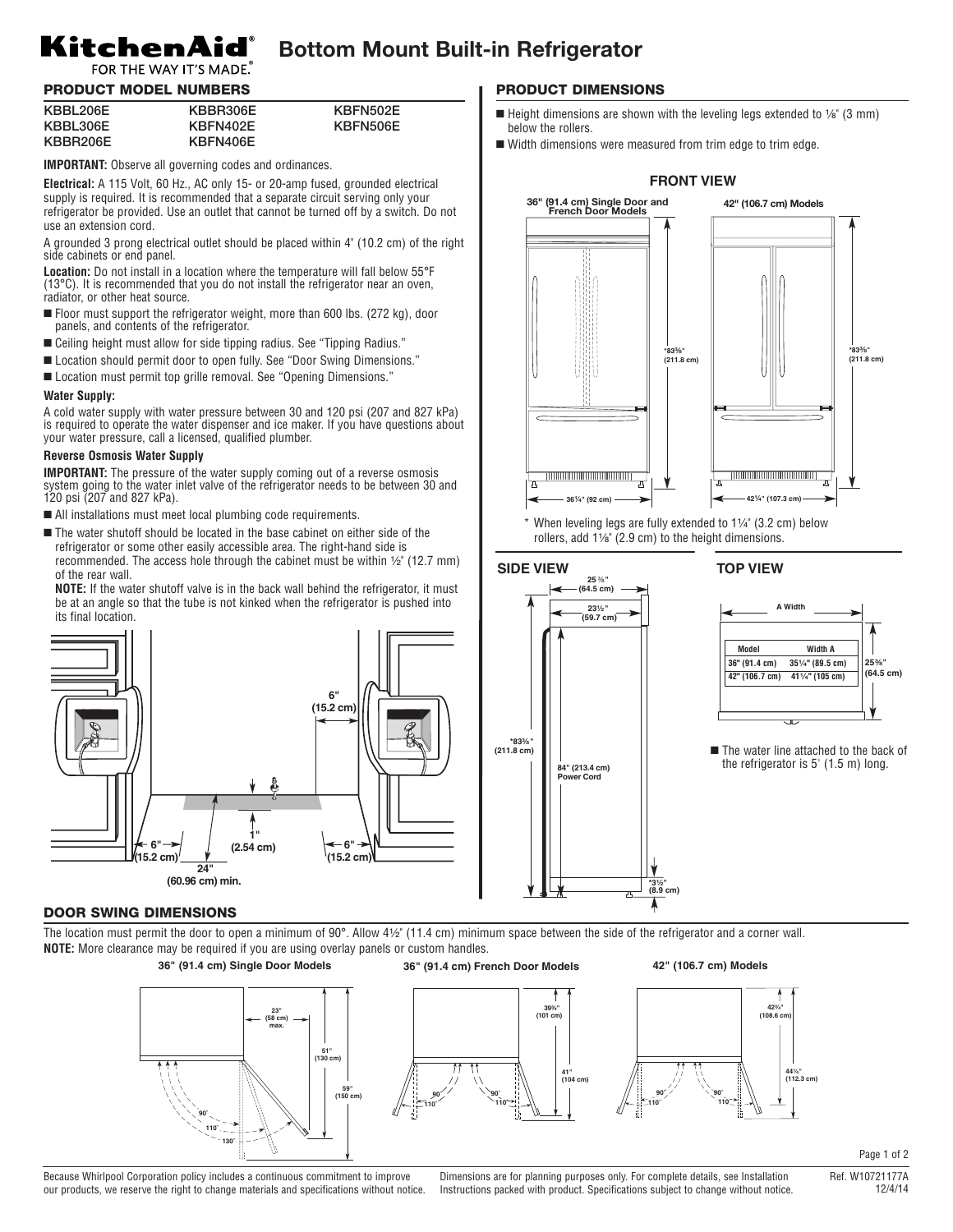# KitchenAid® Bottom Mount Built-in Refrigerator

FOR THE WAY IT'S MADE.®

## PRODUCT MODEL NUMBERS

| | | |
|---|---|---|
| KBBL206E | KBBR306E | KBFN502E |
| KBBL306E | KBFN402E | KBFN506E |
| KBBR206E | KBFN406E | |

**IMPORTANT:** Observe all governing codes and ordinances.

**Electrical:** A 115 Volt, 60 Hz., AC only 15- or 20-amp fused, grounded electrical supply is required. It is recommended that a separate circuit serving only your refrigerator be provided. Use an outlet that cannot be turned off by a switch. Do not use an extension cord.

A grounded 3 prong electrical outlet should be placed within 4" (10.2 cm) of the right side cabinets or end panel.

**Location:** Do not install in a location where the temperature will fall below 55°F (13°C). It is recommended that you do not install the refrigerator near an oven, radiator, or other heat source.

- Floor must support the refrigerator weight, more than 600 lbs. (272 kg), door panels, and contents of the refrigerator.
- Ceiling height must allow for side tipping radius. See "Tipping Radius."
- Location should permit door to open fully. See "Door Swing Dimensions."
- Location must permit top grille removal. See "Opening Dimensions."

**Water Supply:**

A cold water supply with water pressure between 30 and 120 psi (207 and 827 kPa) is required to operate the water dispenser and ice maker. If you have questions about your water pressure, call a licensed, qualified plumber.

**Reverse Osmosis Water Supply**

**IMPORTANT:** The pressure of the water supply coming out of a reverse osmosis system going to the water inlet valve of the refrigerator needs to be between 30 and 120 psi (207 and 827 kPa).

- All installations must meet local plumbing code requirements.
- The water shutoff should be located in the base cabinet on either side of the refrigerator or some other easily accessible area. The right-hand side is recommended. The access hole through the cabinet must be within ½" (12.7 mm) of the rear wall.

  **NOTE:** If the water shutoff valve is in the back wall behind the refrigerator, it must be at an angle so that the tube is not kinked when the refrigerator is pushed into its final location.

6" (15.2 cm) · 1" (2.54 cm) · 6" (15.2 cm) · 6" (15.2 cm) · 24" (60.96 cm) min.

## PRODUCT DIMENSIONS

- Height dimensions are shown with the leveling legs extended to ⅛" (3 mm) below the rollers.
- Width dimensions were measured from trim edge to trim edge.

### FRONT VIEW

36" (91.4 cm) Single Door and French Door Models: *83⅜" (211.8 cm) height; 36¼" (92 cm) width

42" (106.7 cm) Models: *83⅜" (211.8 cm) height; 42¼" (107.3 cm) width

\* When leveling legs are fully extended to 1¼" (3.2 cm) below rollers, add 1⅛" (2.9 cm) to the height dimensions.

### SIDE VIEW

25⅜" (64.5 cm) · 23½" (59.7 cm) · *83⅜" (211.8 cm) · 84" (213.4 cm) Power Cord · *3½" (8.9 cm)

### TOP VIEW

| Model | Width A |
|---|---|
| 36" (91.4 cm) | 35¼" (89.5 cm) |
| 42" (106.7 cm) | 41¼" (105 cm) |

Depth: 25⅜" (64.5 cm)

- The water line attached to the back of the refrigerator is 5' (1.5 m) long.

## DOOR SWING DIMENSIONS

The location must permit the door to open a minimum of 90°. Allow 4½" (11.4 cm) minimum space between the side of the refrigerator and a corner wall.

**NOTE:** More clearance may be required if you are using overlay panels or custom handles.

**36" (91.4 cm) Single Door Models:** 23" (58 cm) max. · 51" (130 cm) · 59" (150 cm) · 90° · 110° · 130°

**36" (91.4 cm) French Door Models:** 39¾" (101 cm) · 41" (104 cm) · 90° · 110°

**42" (106.7 cm) Models:** 42¾" (108.6 cm) · 44¼" (112.3 cm) · 90° · 110°

Because Whirlpool Corporation policy includes a continuous commitment to improve our products, we reserve the right to change materials and specifications without notice.

Dimensions are for planning purposes only. For complete details, see Installation Instructions packed with product. Specifications subject to change without notice.

Ref. W10721177A 12/4/14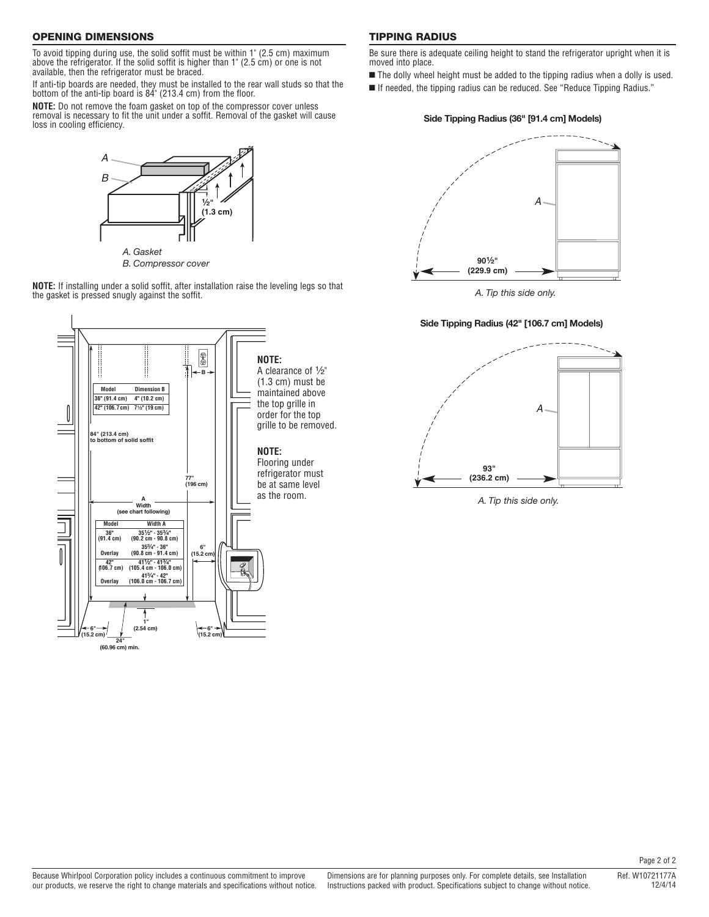## OPENING DIMENSIONS

To avoid tipping during use, the solid soffit must be within 1" (2.5 cm) maximum above the refrigerator. If the solid soffit is higher than 1" (2.5 cm) or one is not available, then the refrigerator must be braced.

If anti-tip boards are needed, they must be installed to the rear wall studs so that the bottom of the anti-tip board is 84" (213.4 cm) from the floor.

**NOTE:** Do not remove the foam gasket on top of the compressor cover unless removal is necessary to fit the unit under a soffit. Removal of the gasket will cause loss in cooling efficiency.

A

B

½"
(1.3 cm)

*A. Gasket*
*B. Compressor cover*

**NOTE:** If installing under a solid soffit, after installation raise the leveling legs so that the gasket is pressed snugly against the soffit.

B

| Model | Dimension B |
|---|---|
| 36" (91.4 cm) | 4" (10.2 cm) |
| 42" (106.7 cm) | 7½" (19 cm) |

84" (213.4 cm)
to bottom of solid soffit

77"
(196 cm)

A
Width
(see chart following)

| Model | Width A |
|---|---|
| 36" (91.4 cm) | 35½" - 35¾" (90.2 cm - 90.8 cm) |
| Overlay | 35¾" - 36" (90.8 cm - 91.4 cm) |
| 42" (106.7 cm) | 41½" - 41¾" (105.4 cm - 106.0 cm) |
| Overlay | 41¾" - 42" (106.0 cm - 106.7 cm) |

6"
(15.2 cm)

1"
(2.54 cm)

6"
(15.2 cm)

24"
(60.96 cm) min.

6"
(15.2 cm)

**NOTE:**
A clearance of ½" (1.3 cm) must be maintained above the top grille in order for the top grille to be removed.

**NOTE:**
Flooring under refrigerator must be at same level as the room.

## TIPPING RADIUS

Be sure there is adequate ceiling height to stand the refrigerator upright when it is moved into place.

- The dolly wheel height must be added to the tipping radius when a dolly is used.
- If needed, the tipping radius can be reduced. See "Reduce Tipping Radius."

**Side Tipping Radius (36" [91.4 cm] Models)**

A

90½"
(229.9 cm)

*A. Tip this side only.*

**Side Tipping Radius (42" [106.7 cm] Models)**

A

93"
(236.2 cm)

*A. Tip this side only.*

Because Whirlpool Corporation policy includes a continuous commitment to improve our products, we reserve the right to change materials and specifications without notice.

Dimensions are for planning purposes only. For complete details, see Installation Instructions packed with product. Specifications subject to change without notice.

Ref. W10721177A
12/4/14